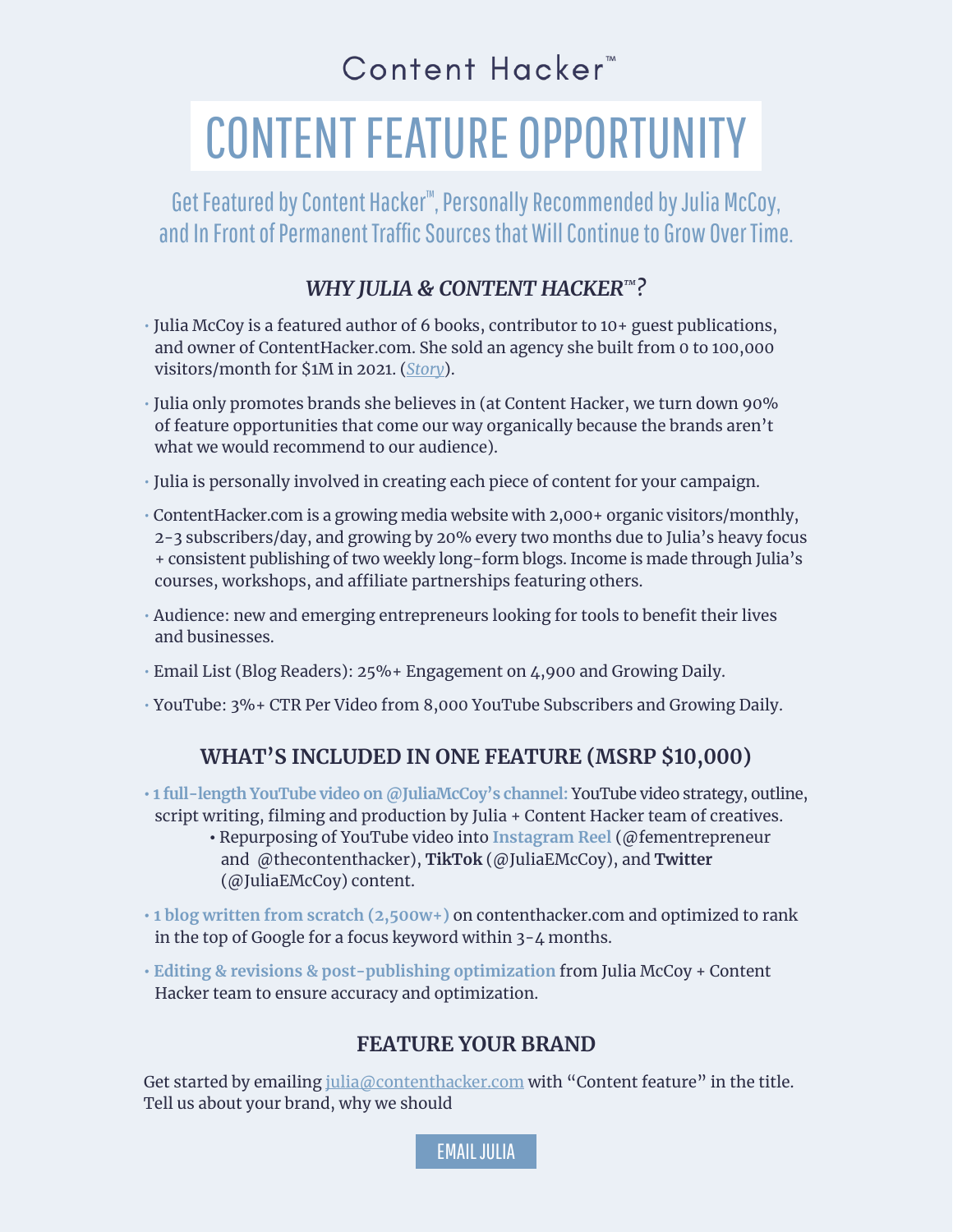Content Hacker™

# CONTENT FEATURE OPPORTUNITY

Get Featured by Content Hacker™, Personally Recommended by Julia McCoy, and In Front of Permanent Traffic Sources that Will Continue to Grow Over Time.

## *WHY JULIA & CONTENT HACKER™?*

- Julia McCoy is a featured author of 6 books, contributor to 10+ guest publications, and owner of ContentHacker.com. She sold an agency she built from 0 to 100,000 visitors/month for $1M in 2021. (*Story*).
- Julia only promotes brands she believes in (at Content Hacker, we turn down 90% of feature opportunities that come our way organically because the brands aren't what we would recommend to our audience).
- Julia is personally involved in creating each piece of content for your campaign.
- ContentHacker.com is a growing media website with 2,000+ organic visitors/monthly, 2-3 subscribers/day, and growing by 20% every two months due to Julia's heavy focus + consistent publishing of two weekly long-form blogs. Income is made through Julia's courses, workshops, and affiliate partnerships featuring others.
- Audience: new and emerging entrepreneurs looking for tools to benefit their lives and businesses.
- Email List (Blog Readers): 25%+ Engagement on 4,900 and Growing Daily.
- YouTube: 3%+ CTR Per Video from 8,000 YouTube Subscribers and Growing Daily.

## WHAT'S INCLUDED IN ONE FEATURE (MSRP $10,000)

- **1 full-length YouTube video on @JuliaMcCoy's channel:** YouTube video strategy, outline, script writing, filming and production by Julia + Content Hacker team of creatives.
  - Repurposing of YouTube video into **Instagram Reel** (@fementrepreneur and @thecontenthacker), **TikTok** (@JuliaEMcCoy), and **Twitter** (@JuliaEMcCoy) content.
- **1 blog written from scratch (2,500w+)** on contenthacker.com and optimized to rank in the top of Google for a focus keyword within 3-4 months.
- **Editing & revisions & post-publishing optimization** from Julia McCoy + Content Hacker team to ensure accuracy and optimization.

## FEATURE YOUR BRAND

Get started by emailing julia@contenthacker.com with "Content feature" in the title. Tell us about your brand, why we should

EMAIL JULIA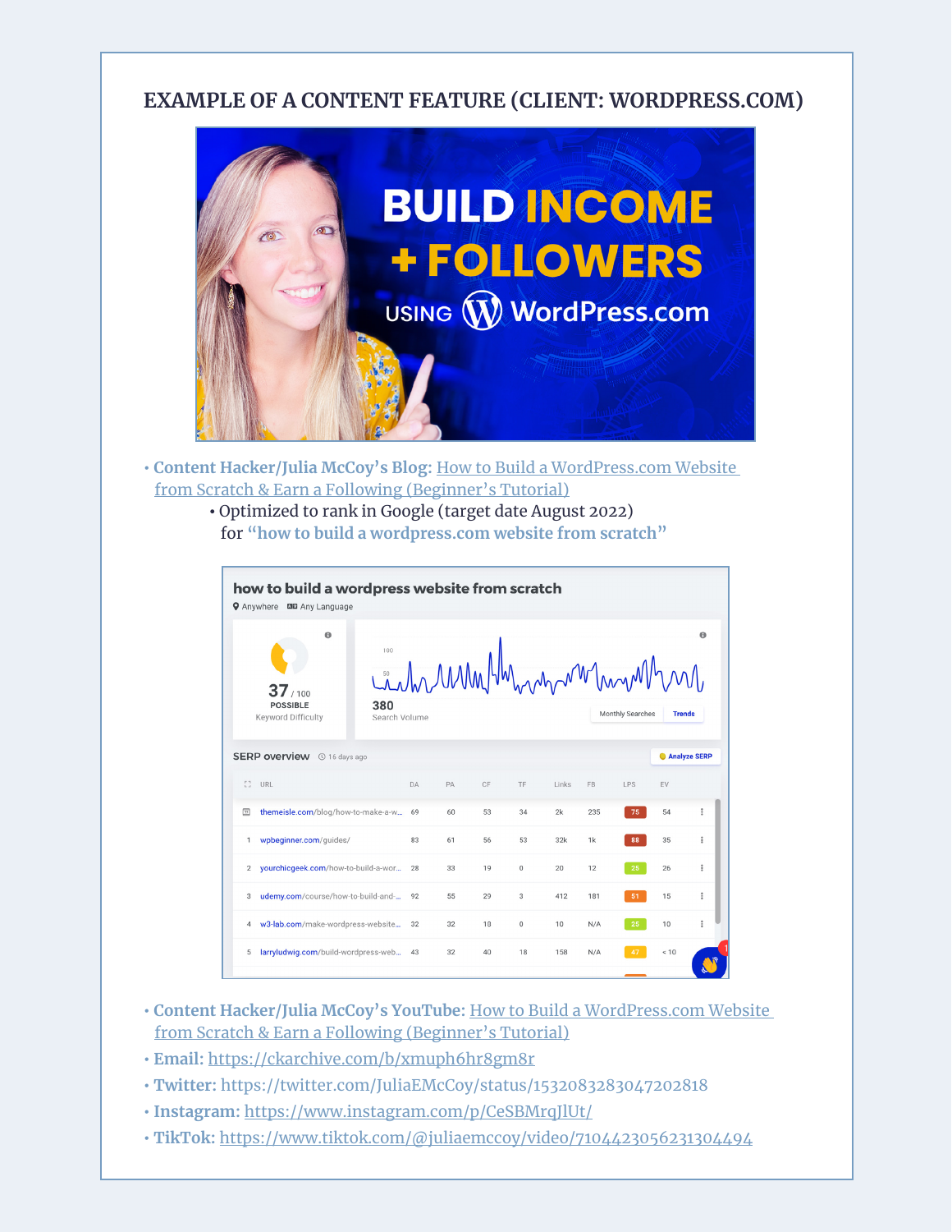# EXAMPLE OF A CONTENT FEATURE (CLIENT: WORDPRESS.COM)

BUILD INCOME + FOLLOWERS USING WordPress.com

- **Content Hacker/Julia McCoy's Blog:** How to Build a WordPress.com Website from Scratch & Earn a Following (Beginner's Tutorial)
  - Optimized to rank in Google (target date August 2022) for **"how to build a wordpress.com website from scratch"**

**how to build a wordpress website from scratch**

Anywhere · Any Language

37 / 100
POSSIBLE
Keyword Difficulty

100
50
380
Search Volume
Monthly Searches · Trends

SERP overview · 16 days ago · Analyze SERP

| | URL | DA | PA | CF | TF | Links | FB | LPS | EV |
|---|---|---|---|---|---|---|---|---|---|
| | themeisle.com/blog/how-to-make-a-w... | 69 | 60 | 53 | 34 | 2k | 235 | 75 | 54 |
| 1 | wpbeginner.com/guides/ | 83 | 61 | 56 | 53 | 32k | 1k | 88 | 35 |
| 2 | yourchicgeek.com/how-to-build-a-wor... | 28 | 33 | 19 | 0 | 20 | 12 | 25 | 26 |
| 3 | udemy.com/course/how-to-build-and-... | 92 | 55 | 29 | 3 | 412 | 181 | 51 | 15 |
| 4 | w3-lab.com/make-wordpress-website... | 32 | 32 | 18 | 0 | 10 | N/A | 25 | 10 |
| 5 | larryludwig.com/build-wordpress-web... | 43 | 32 | 40 | 18 | 158 | N/A | 47 | < 10 |

- **Content Hacker/Julia McCoy's YouTube:** How to Build a WordPress.com Website from Scratch & Earn a Following (Beginner's Tutorial)
- **Email:** https://ckarchive.com/b/xmuph6hr8gm8r
- **Twitter:** https://twitter.com/JuliaEMcCoy/status/1532083283047202818
- **Instagram:** https://www.instagram.com/p/CeSBMrqJlUt/
- **TikTok:** https://www.tiktok.com/@juliaemccoy/video/7104423056231304494